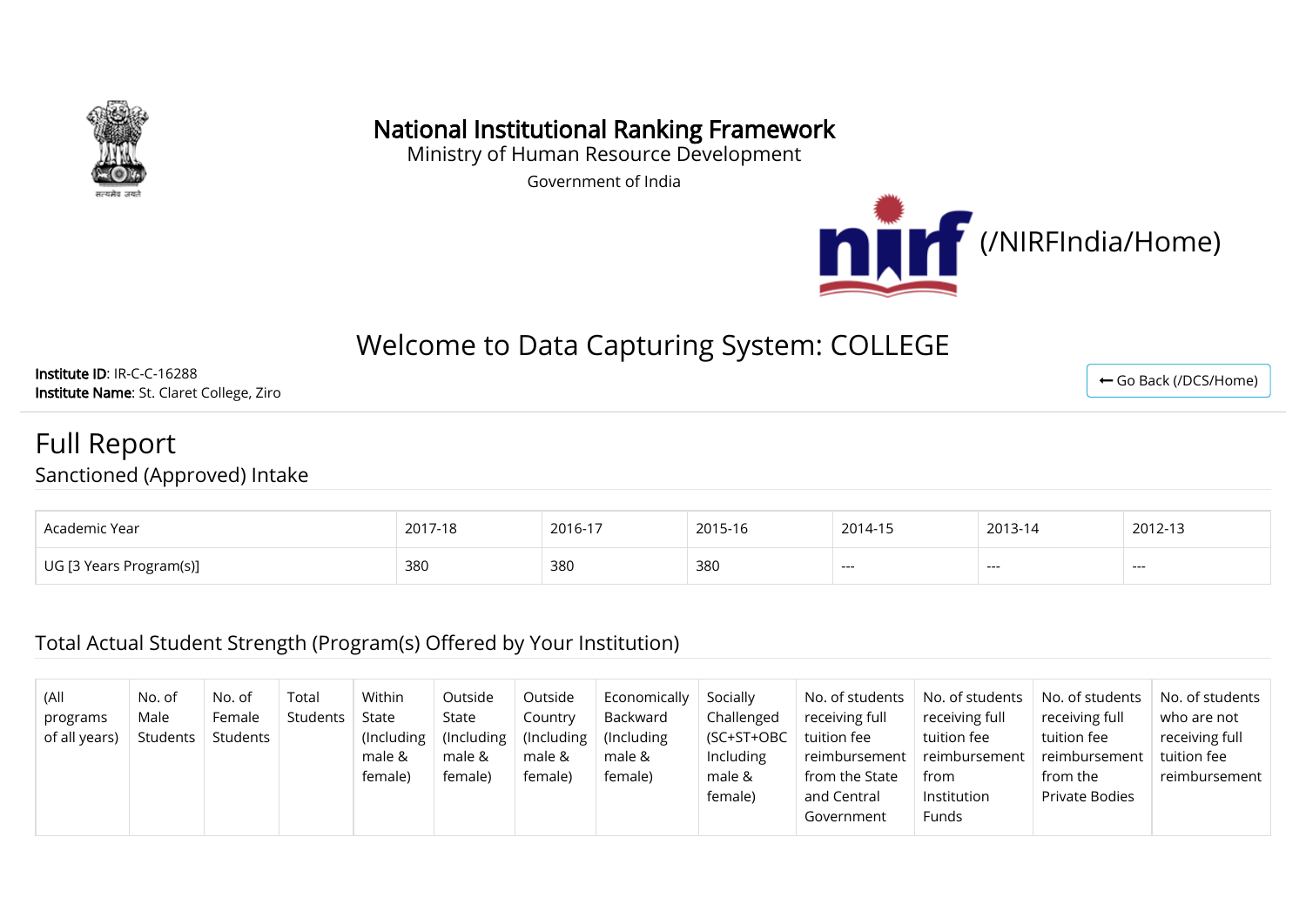# National Institutional Ranking Framework

Ministry of Human Resource Development

Government of India

(/NIRFIndia/Home)

## Welcome to Data Capturing System: COLLEGE

**Institute ID**: IR-C-C-16288
**Institute Name**: St. Claret College, Ziro

Go Back (/DCS/Home)

# Full Report

## Sanctioned (Approved) Intake

| Academic Year | 2017-18 | 2016-17 | 2015-16 | 2014-15 | 2013-14 | 2012-13 |
|---|---|---|---|---|---|---|
| UG [3 Years Program(s)] | 380 | 380 | 380 | --- | --- | --- |

## Total Actual Student Strength (Program(s) Offered by Your Institution)

| (All programs of all years) | No. of Male Students | No. of Female Students | Total Students | Within State (Including male & female) | Outside State (Including male & female) | Outside Country (Including male & female) | Economically Backward (Including male & female) | Socially Challenged (SC+ST+OBC Including male & female) | No. of students receiving full tuition fee reimbursement from the State and Central Government | No. of students receiving full tuition fee reimbursement from Institution Funds | No. of students receiving full tuition fee reimbursement from the Private Bodies | No. of students who are not receiving full tuition fee reimbursement |
|---|---|---|---|---|---|---|---|---|---|---|---|---|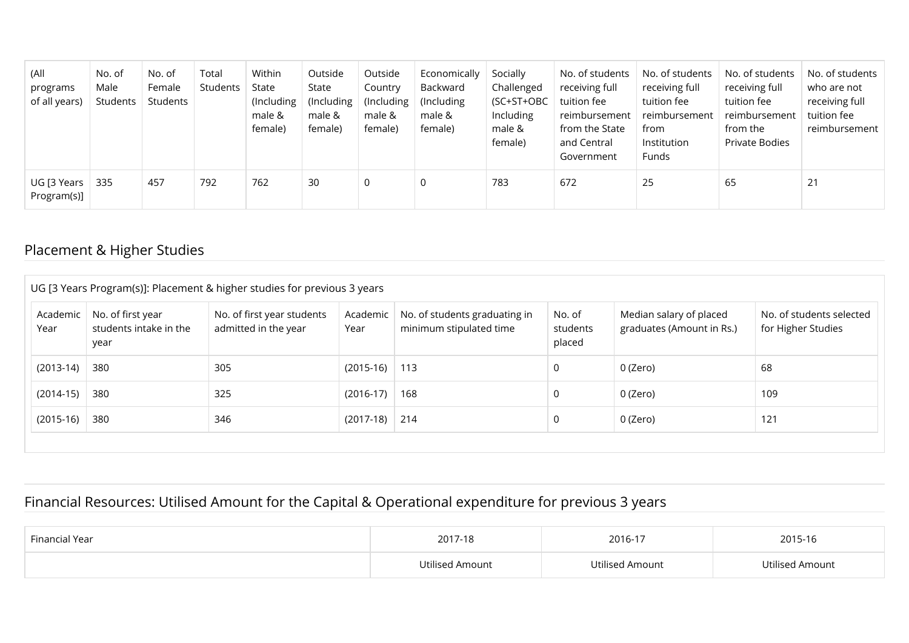| (All programs of all years) | No. of Male Students | No. of Female Students | Total Students | Within State (Including male & female) | Outside State (Including male & female) | Outside Country (Including male & female) | Economically Backward (Including male & female) | Socially Challenged (SC+ST+OBC Including male & female) | No. of students receiving full tuition fee reimbursement from the State and Central Government | No. of students receiving full tuition fee reimbursement from Institution Funds | No. of students receiving full tuition fee reimbursement from the Private Bodies | No. of students who are not receiving full tuition fee reimbursement |
|---|---|---|---|---|---|---|---|---|---|---|---|---|
| UG [3 Years Program(s)] | 335 | 457 | 792 | 762 | 30 | 0 | 0 | 783 | 672 | 25 | 65 | 21 |

## Placement & Higher Studies

UG [3 Years Program(s)]: Placement & higher studies for previous 3 years

| Academic Year | No. of first year students intake in the year | No. of first year students admitted in the year | Academic Year | No. of students graduating in minimum stipulated time | No. of students placed | Median salary of placed graduates (Amount in Rs.) | No. of students selected for Higher Studies |
|---|---|---|---|---|---|---|---|
| (2013-14) | 380 | 305 | (2015-16) | 113 | 0 | 0 (Zero) | 68 |
| (2014-15) | 380 | 325 | (2016-17) | 168 | 0 | 0 (Zero) | 109 |
| (2015-16) | 380 | 346 | (2017-18) | 214 | 0 | 0 (Zero) | 121 |

## Financial Resources: Utilised Amount for the Capital & Operational expenditure for previous 3 years

| Financial Year | 2017-18 | 2016-17 | 2015-16 |
|---|---|---|---|
| | Utilised Amount | Utilised Amount | Utilised Amount |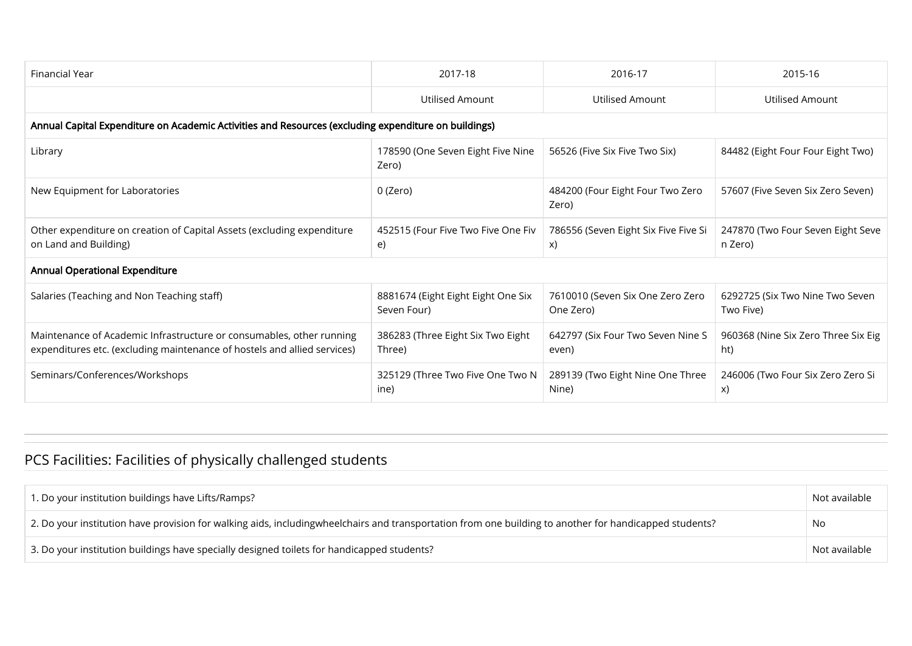| Financial Year | 2017-18 | 2016-17 | 2015-16 |
|---|---|---|---|
| | Utilised Amount | Utilised Amount | Utilised Amount |
| **Annual Capital Expenditure on Academic Activities and Resources (excluding expenditure on buildings)** | | | |
| Library | 178590 (One Seven Eight Five Nine Zero) | 56526 (Five Six Five Two Six) | 84482 (Eight Four Four Eight Two) |
| New Equipment for Laboratories | 0 (Zero) | 484200 (Four Eight Four Two Zero Zero) | 57607 (Five Seven Six Zero Seven) |
| Other expenditure on creation of Capital Assets (excluding expenditure on Land and Building) | 452515 (Four Five Two Five One Five) | 786556 (Seven Eight Six Five Five Six) | 247870 (Two Four Seven Eight Seven Zero) |
| **Annual Operational Expenditure** | | | |
| Salaries (Teaching and Non Teaching staff) | 8881674 (Eight Eight Eight One Six Seven Four) | 7610010 (Seven Six One Zero Zero One Zero) | 6292725 (Six Two Nine Two Seven Two Five) |
| Maintenance of Academic Infrastructure or consumables, other running expenditures etc. (excluding maintenance of hostels and allied services) | 386283 (Three Eight Six Two Eight Three) | 642797 (Six Four Two Seven Nine Seven) | 960368 (Nine Six Zero Three Six Eight) |
| Seminars/Conferences/Workshops | 325129 (Three Two Five One Two Nine) | 289139 (Two Eight Nine One Three Nine) | 246006 (Two Four Six Zero Zero Six) |

## PCS Facilities: Facilities of physically challenged students

| | |
|---|---|
| 1. Do your institution buildings have Lifts/Ramps? | Not available |
| 2. Do your institution have provision for walking aids, includingwheelchairs and transportation from one building to another for handicapped students? | No |
| 3. Do your institution buildings have specially designed toilets for handicapped students? | Not available |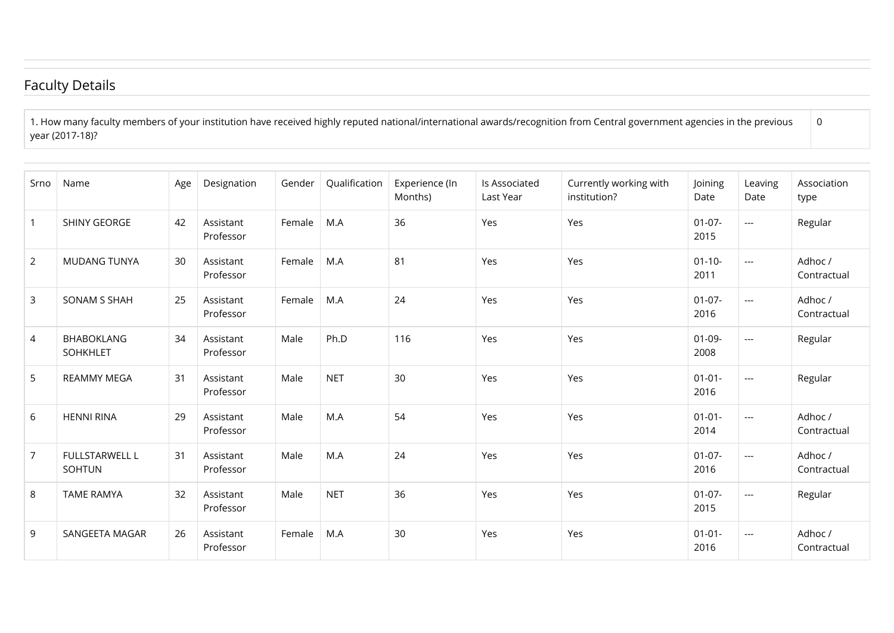## Faculty Details

| 1. How many faculty members of your institution have received highly reputed national/international awards/recognition from Central government agencies in the previous year (2017-18)? | 0 |
|---|---|

| Srno | Name | Age | Designation | Gender | Qualification | Experience (In Months) | Is Associated Last Year | Currently working with institution? | Joining Date | Leaving Date | Association type |
|---|---|---|---|---|---|---|---|---|---|---|---|
| 1 | SHINY GEORGE | 42 | Assistant Professor | Female | M.A | 36 | Yes | Yes | 01-07-2015 | --- | Regular |
| 2 | MUDANG TUNYA | 30 | Assistant Professor | Female | M.A | 81 | Yes | Yes | 01-10-2011 | --- | Adhoc / Contractual |
| 3 | SONAM S SHAH | 25 | Assistant Professor | Female | M.A | 24 | Yes | Yes | 01-07-2016 | --- | Adhoc / Contractual |
| 4 | BHABOKLANG SOHKHLET | 34 | Assistant Professor | Male | Ph.D | 116 | Yes | Yes | 01-09-2008 | --- | Regular |
| 5 | REAMMY MEGA | 31 | Assistant Professor | Male | NET | 30 | Yes | Yes | 01-01-2016 | --- | Regular |
| 6 | HENNI RINA | 29 | Assistant Professor | Male | M.A | 54 | Yes | Yes | 01-01-2014 | --- | Adhoc / Contractual |
| 7 | FULLSTARWELL L SOHTUN | 31 | Assistant Professor | Male | M.A | 24 | Yes | Yes | 01-07-2016 | --- | Adhoc / Contractual |
| 8 | TAME RAMYA | 32 | Assistant Professor | Male | NET | 36 | Yes | Yes | 01-07-2015 | --- | Regular |
| 9 | SANGEETA MAGAR | 26 | Assistant Professor | Female | M.A | 30 | Yes | Yes | 01-01-2016 | --- | Adhoc / Contractual |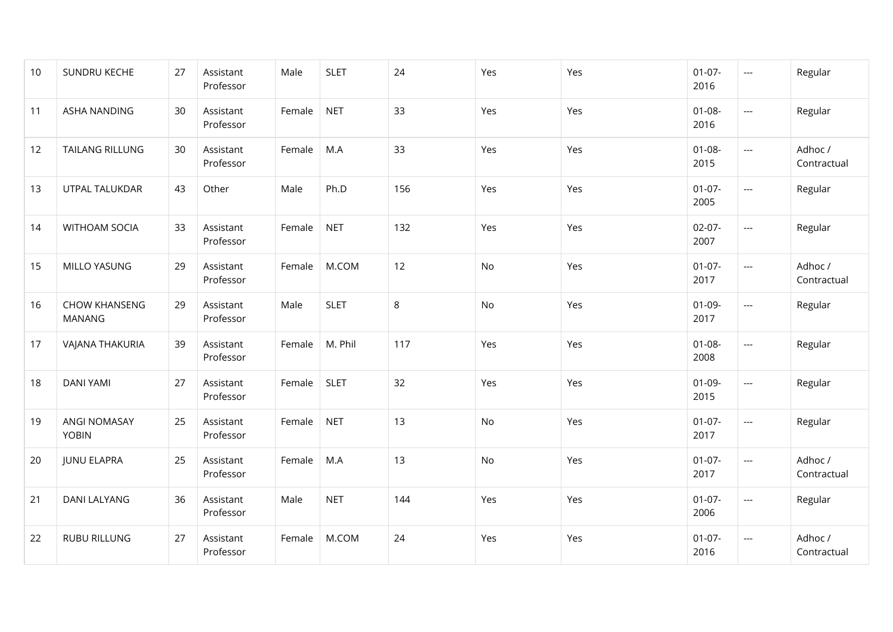| | | | | | | | | | | | |
|---|---|---|---|---|---|---|---|---|---|---|---|
| 10 | SUNDRU KECHE | 27 | Assistant Professor | Male | SLET | 24 | Yes | Yes | 01-07-2016 | --- | Regular |
| 11 | ASHA NANDING | 30 | Assistant Professor | Female | NET | 33 | Yes | Yes | 01-08-2016 | --- | Regular |
| 12 | TAILANG RILLUNG | 30 | Assistant Professor | Female | M.A | 33 | Yes | Yes | 01-08-2015 | --- | Adhoc / Contractual |
| 13 | UTPAL TALUKDAR | 43 | Other | Male | Ph.D | 156 | Yes | Yes | 01-07-2005 | --- | Regular |
| 14 | WITHOAM SOCIA | 33 | Assistant Professor | Female | NET | 132 | Yes | Yes | 02-07-2007 | --- | Regular |
| 15 | MILLO YASUNG | 29 | Assistant Professor | Female | M.COM | 12 | No | Yes | 01-07-2017 | --- | Adhoc / Contractual |
| 16 | CHOW KHANSENG MANANG | 29 | Assistant Professor | Male | SLET | 8 | No | Yes | 01-09-2017 | --- | Regular |
| 17 | VAJANA THAKURIA | 39 | Assistant Professor | Female | M. Phil | 117 | Yes | Yes | 01-08-2008 | --- | Regular |
| 18 | DANI YAMI | 27 | Assistant Professor | Female | SLET | 32 | Yes | Yes | 01-09-2015 | --- | Regular |
| 19 | ANGI NOMASAY YOBIN | 25 | Assistant Professor | Female | NET | 13 | No | Yes | 01-07-2017 | --- | Regular |
| 20 | JUNU ELAPRA | 25 | Assistant Professor | Female | M.A | 13 | No | Yes | 01-07-2017 | --- | Adhoc / Contractual |
| 21 | DANI LALYANG | 36 | Assistant Professor | Male | NET | 144 | Yes | Yes | 01-07-2006 | --- | Regular |
| 22 | RUBU RILLUNG | 27 | Assistant Professor | Female | M.COM | 24 | Yes | Yes | 01-07-2016 | --- | Adhoc / Contractual |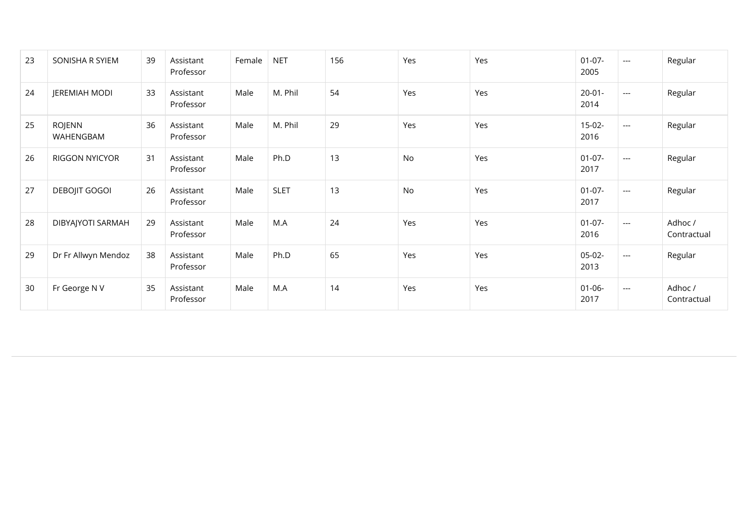| | | | | | | | | | | | |
|---|---|---|---|---|---|---|---|---|---|---|---|
| 23 | SONISHA R SYIEM | 39 | Assistant Professor | Female | NET | 156 | Yes | Yes | 01-07-2005 | --- | Regular |
| 24 | JEREMIAH MODI | 33 | Assistant Professor | Male | M. Phil | 54 | Yes | Yes | 20-01-2014 | --- | Regular |
| 25 | ROJENN WAHENGBAM | 36 | Assistant Professor | Male | M. Phil | 29 | Yes | Yes | 15-02-2016 | --- | Regular |
| 26 | RIGGON NYICYOR | 31 | Assistant Professor | Male | Ph.D | 13 | No | Yes | 01-07-2017 | --- | Regular |
| 27 | DEBOJIT GOGOI | 26 | Assistant Professor | Male | SLET | 13 | No | Yes | 01-07-2017 | --- | Regular |
| 28 | DIBYAJYOTI SARMAH | 29 | Assistant Professor | Male | M.A | 24 | Yes | Yes | 01-07-2016 | --- | Adhoc / Contractual |
| 29 | Dr Fr Allwyn Mendoz | 38 | Assistant Professor | Male | Ph.D | 65 | Yes | Yes | 05-02-2013 | --- | Regular |
| 30 | Fr George N V | 35 | Assistant Professor | Male | M.A | 14 | Yes | Yes | 01-06-2017 | --- | Adhoc / Contractual |